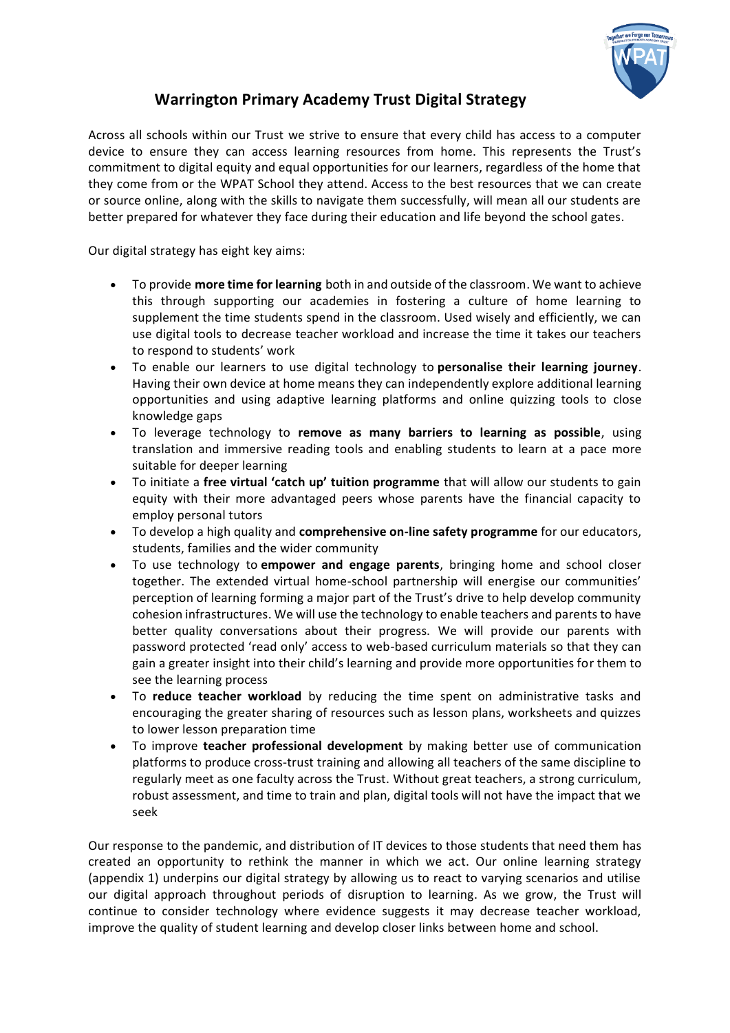# Warrington Primary Academy Trust Digital Strategy

Across all schools within our Trust we strive to ensure that every child has access to a computer device to ensure they can access learning resources from home. This represents the Trust's commitment to digital equity and equal opportunities for our learners, regardless of the home that they come from or the WPAT School they attend. Access to the best resources that we can create or source online, along with the skills to navigate them successfully, will mean all our students are better prepared for whatever they face during their education and life beyond the school gates.

Our digital strategy has eight key aims:

- To provide **more time for learning** both in and outside of the classroom. We want to achieve this through supporting our academies in fostering a culture of home learning to supplement the time students spend in the classroom. Used wisely and efficiently, we can use digital tools to decrease teacher workload and increase the time it takes our teachers to respond to students' work
- To enable our learners to use digital technology to **personalise their learning journey**. Having their own device at home means they can independently explore additional learning opportunities and using adaptive learning platforms and online quizzing tools to close knowledge gaps
- To leverage technology to **remove as many barriers to learning as possible**, using translation and immersive reading tools and enabling students to learn at a pace more suitable for deeper learning
- To initiate a **free virtual 'catch up' tuition programme** that will allow our students to gain equity with their more advantaged peers whose parents have the financial capacity to employ personal tutors
- To develop a high quality and **comprehensive on-line safety programme** for our educators, students, families and the wider community
- To use technology to **empower and engage parents**, bringing home and school closer together. The extended virtual home-school partnership will energise our communities' perception of learning forming a major part of the Trust's drive to help develop community cohesion infrastructures. We will use the technology to enable teachers and parents to have better quality conversations about their progress. We will provide our parents with password protected 'read only' access to web-based curriculum materials so that they can gain a greater insight into their child's learning and provide more opportunities for them to see the learning process
- To **reduce teacher workload** by reducing the time spent on administrative tasks and encouraging the greater sharing of resources such as lesson plans, worksheets and quizzes to lower lesson preparation time
- To improve **teacher professional development** by making better use of communication platforms to produce cross-trust training and allowing all teachers of the same discipline to regularly meet as one faculty across the Trust. Without great teachers, a strong curriculum, robust assessment, and time to train and plan, digital tools will not have the impact that we seek

Our response to the pandemic, and distribution of IT devices to those students that need them has created an opportunity to rethink the manner in which we act. Our online learning strategy (appendix 1) underpins our digital strategy by allowing us to react to varying scenarios and utilise our digital approach throughout periods of disruption to learning. As we grow, the Trust will continue to consider technology where evidence suggests it may decrease teacher workload, improve the quality of student learning and develop closer links between home and school.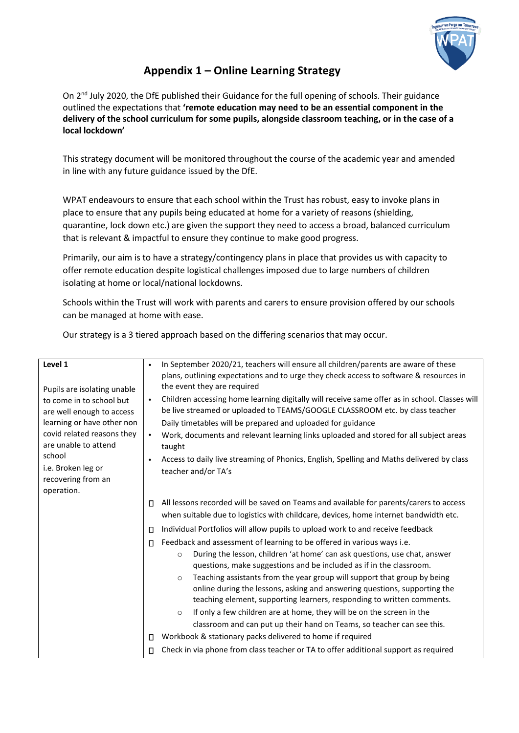# Appendix 1 – Online Learning Strategy

On 2nd July 2020, the DfE published their Guidance for the full opening of schools. Their guidance outlined the expectations that **'remote education may need to be an essential component in the delivery of the school curriculum for some pupils, alongside classroom teaching, or in the case of a local lockdown'**

This strategy document will be monitored throughout the course of the academic year and amended in line with any future guidance issued by the DfE.

WPAT endeavours to ensure that each school within the Trust has robust, easy to invoke plans in place to ensure that any pupils being educated at home for a variety of reasons (shielding, quarantine, lock down etc.) are given the support they need to access a broad, balanced curriculum that is relevant & impactful to ensure they continue to make good progress.

Primarily, our aim is to have a strategy/contingency plans in place that provides us with capacity to offer remote education despite logistical challenges imposed due to large numbers of children isolating at home or local/national lockdowns.

Schools within the Trust will work with parents and carers to ensure provision offered by our schools can be managed at home with ease.

Our strategy is a 3 tiered approach based on the differing scenarios that may occur.

| | |
|---|---|
| **Level 1**<br><br>Pupils are isolating unable to come in to school but are well enough to access learning or have other non covid related reasons they are unable to attend school<br>i.e. Broken leg or recovering from an operation. | • In September 2020/21, teachers will ensure all children/parents are aware of these plans, outlining expectations and to urge they check access to software & resources in the event they are required<br>• Children accessing home learning digitally will receive same offer as in school. Classes will be live streamed or uploaded to TEAMS/GOOGLE CLASSROOM etc. by class teacher<br>Daily timetables will be prepared and uploaded for guidance<br>• Work, documents and relevant learning links uploaded and stored for all subject areas taught<br>• Access to daily live streaming of Phonics, English, Spelling and Maths delivered by class teacher and/or TA's<br><br>• All lessons recorded will be saved on Teams and available for parents/carers to access when suitable due to logistics with childcare, devices, home internet bandwidth etc.<br>• Individual Portfolios will allow pupils to upload work to and receive feedback<br>• Feedback and assessment of learning to be offered in various ways i.e.<br>&nbsp;&nbsp;&nbsp;&nbsp;○ During the lesson, children 'at home' can ask questions, use chat, answer questions, make suggestions and be included as if in the classroom.<br>&nbsp;&nbsp;&nbsp;&nbsp;○ Teaching assistants from the year group will support that group by being online during the lessons, asking and answering questions, supporting the teaching element, supporting learners, responding to written comments.<br>&nbsp;&nbsp;&nbsp;&nbsp;○ If only a few children are at home, they will be on the screen in the classroom and can put up their hand on Teams, so teacher can see this.<br>• Workbook & stationary packs delivered to home if required<br>• Check in via phone from class teacher or TA to offer additional support as required |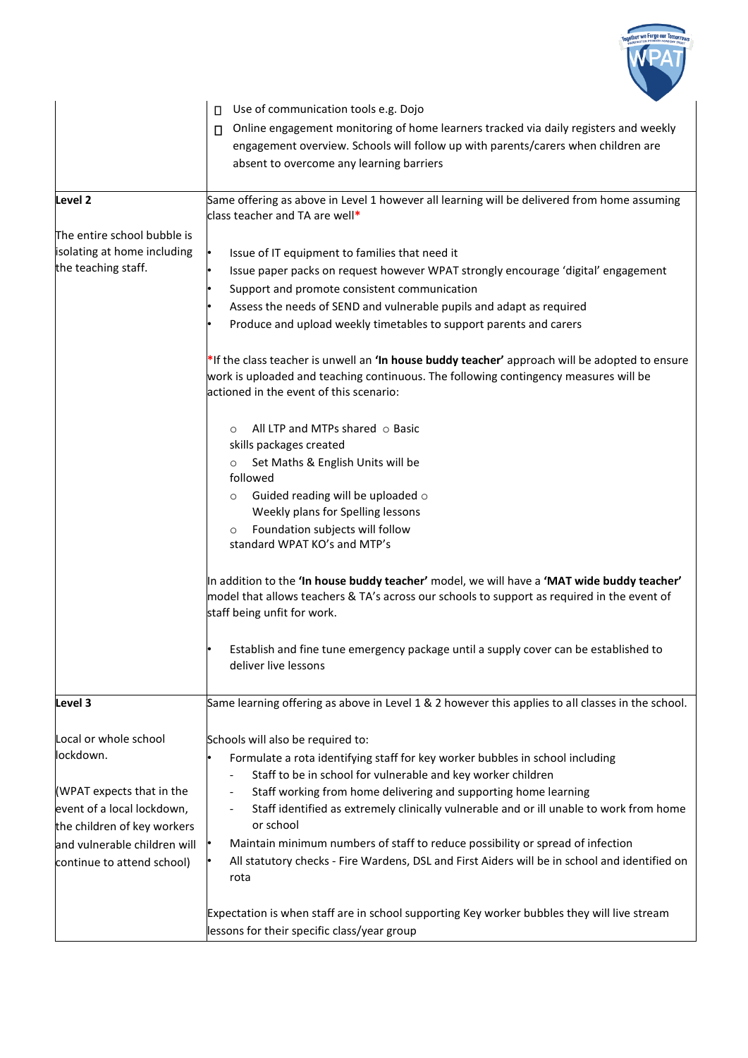| | |
|---|---|
| | - Use of communication tools e.g. Dojo<br>- Online engagement monitoring of home learners tracked via daily registers and weekly engagement overview. Schools will follow up with parents/carers when children are absent to overcome any learning barriers |
| **Level 2**<br><br>The entire school bubble is isolating at home including the teaching staff. | Same offering as above in Level 1 however all learning will be delivered from home assuming class teacher and TA are well*<br><br>- Issue of IT equipment to families that need it<br>- Issue paper packs on request however WPAT strongly encourage 'digital' engagement<br>- Support and promote consistent communication<br>- Assess the needs of SEND and vulnerable pupils and adapt as required<br>- Produce and upload weekly timetables to support parents and carers<br><br>*If the class teacher is unwell an **'In house buddy teacher'** approach will be adopted to ensure work is uploaded and teaching continuous. The following contingency measures will be actioned in the event of this scenario:<br><br>○ All LTP and MTPs shared ○ Basic skills packages created<br>○ Set Maths & English Units will be followed<br>○ Guided reading will be uploaded ○ Weekly plans for Spelling lessons<br>○ Foundation subjects will follow standard WPAT KO's and MTP's<br><br>In addition to the **'In house buddy teacher'** model, we will have a **'MAT wide buddy teacher'** model that allows teachers & TA's across our schools to support as required in the event of staff being unfit for work.<br><br>- Establish and fine tune emergency package until a supply cover can be established to deliver live lessons |
| **Level 3**<br><br>Local or whole school lockdown.<br><br>(WPAT expects that in the event of a local lockdown, the children of key workers and vulnerable children will continue to attend school) | Same learning offering as above in Level 1 & 2 however this applies to all classes in the school.<br><br>Schools will also be required to:<br>- Formulate a rota identifying staff for key worker bubbles in school including<br>  - Staff to be in school for vulnerable and key worker children<br>  - Staff working from home delivering and supporting home learning<br>  - Staff identified as extremely clinically vulnerable and or ill unable to work from home or school<br>- Maintain minimum numbers of staff to reduce possibility or spread of infection<br>- All statutory checks - Fire Wardens, DSL and First Aiders will be in school and identified on rota<br><br>Expectation is when staff are in school supporting Key worker bubbles they will live stream lessons for their specific class/year group |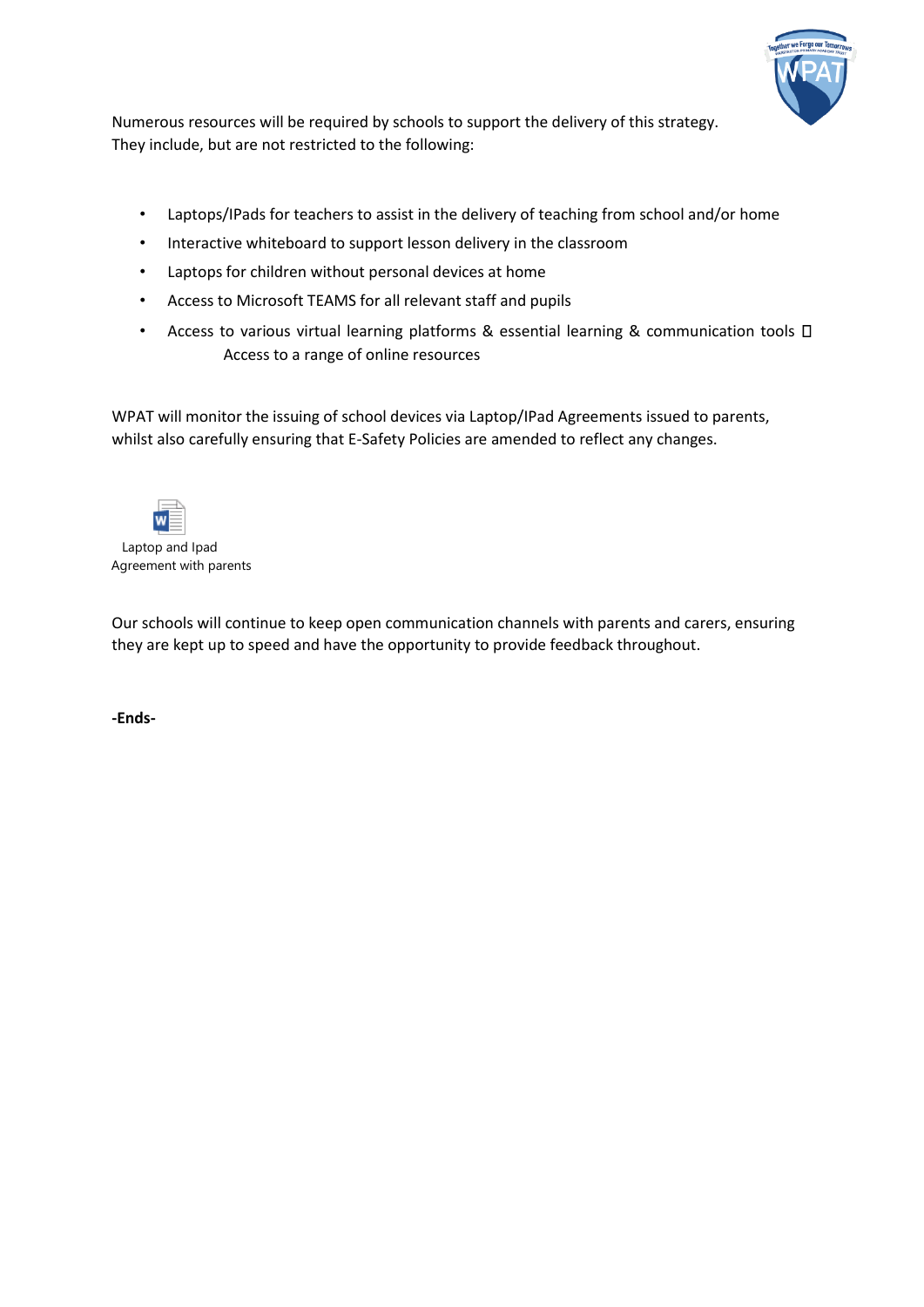Numerous resources will be required by schools to support the delivery of this strategy. They include, but are not restricted to the following:

- Laptops/IPads for teachers to assist in the delivery of teaching from school and/or home
- Interactive whiteboard to support lesson delivery in the classroom
- Laptops for children without personal devices at home
- Access to Microsoft TEAMS for all relevant staff and pupils
- Access to various virtual learning platforms & essential learning & communication tools
- Access to a range of online resources

WPAT will monitor the issuing of school devices via Laptop/IPad Agreements issued to parents, whilst also carefully ensuring that E-Safety Policies are amended to reflect any changes.

Laptop and Ipad Agreement with parents

Our schools will continue to keep open communication channels with parents and carers, ensuring they are kept up to speed and have the opportunity to provide feedback throughout.

**-Ends-**